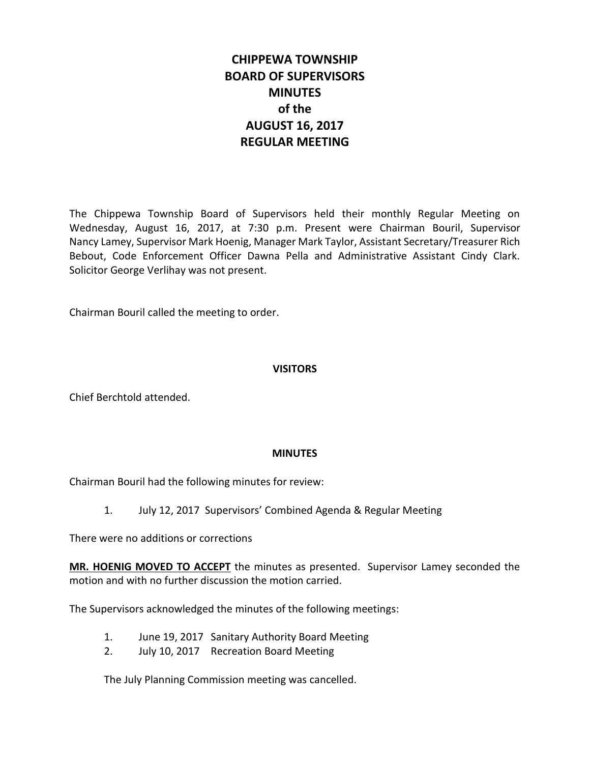# CHIPPEWA TOWNSHIP BOARD OF SUPERVISORS MINUTES of the AUGUST 16, 2017 REGULAR MEETING

The Chippewa Township Board of Supervisors held their monthly Regular Meeting on Wednesday, August 16, 2017, at 7:30 p.m. Present were Chairman Bouril, Supervisor Nancy Lamey, Supervisor Mark Hoenig, Manager Mark Taylor, Assistant Secretary/Treasurer Rich Bebout, Code Enforcement Officer Dawna Pella and Administrative Assistant Cindy Clark. Solicitor George Verlihay was not present.

Chairman Bouril called the meeting to order.

## VISITORS

Chief Berchtold attended.

## MINUTES

Chairman Bouril had the following minutes for review:

1. July 12, 2017 Supervisors' Combined Agenda & Regular Meeting

There were no additions or corrections

**MR. HOENIG MOVED TO ACCEPT** the minutes as presented. Supervisor Lamey seconded the motion and with no further discussion the motion carried.

The Supervisors acknowledged the minutes of the following meetings:

1. June 19, 2017 Sanitary Authority Board Meeting
2. July 10, 2017 Recreation Board Meeting

The July Planning Commission meeting was cancelled.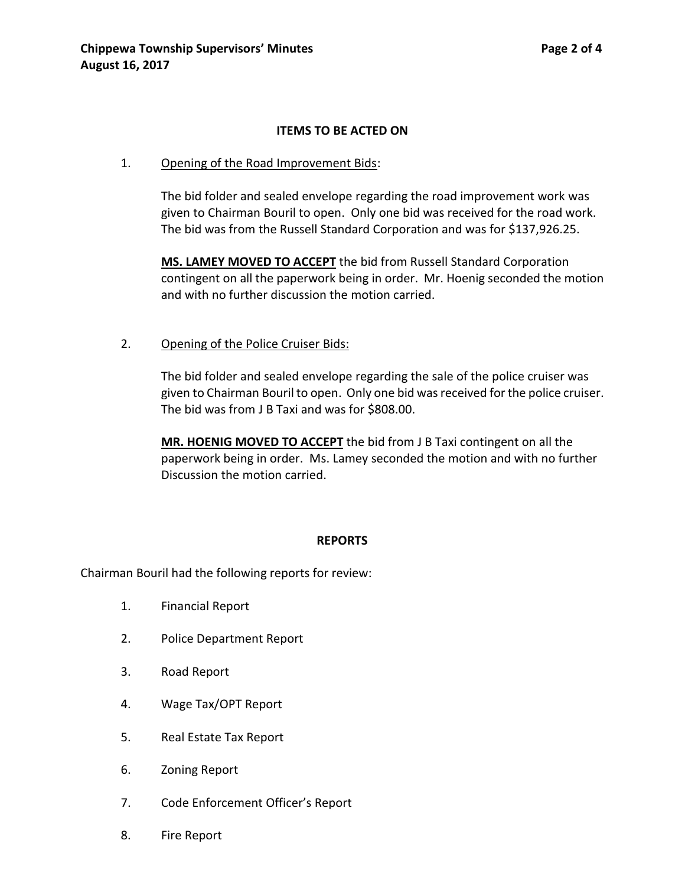## ITEMS TO BE ACTED ON

1. Opening of the Road Improvement Bids:

   The bid folder and sealed envelope regarding the road improvement work was given to Chairman Bouril to open. Only one bid was received for the road work. The bid was from the Russell Standard Corporation and was for $137,926.25.

   **MS. LAMEY MOVED TO ACCEPT** the bid from Russell Standard Corporation contingent on all the paperwork being in order. Mr. Hoenig seconded the motion and with no further discussion the motion carried.

2. Opening of the Police Cruiser Bids:

   The bid folder and sealed envelope regarding the sale of the police cruiser was given to Chairman Bouril to open. Only one bid was received for the police cruiser. The bid was from J B Taxi and was for $808.00.

   **MR. HOENIG MOVED TO ACCEPT** the bid from J B Taxi contingent on all the paperwork being in order. Ms. Lamey seconded the motion and with no further Discussion the motion carried.

## REPORTS

Chairman Bouril had the following reports for review:

1. Financial Report
2. Police Department Report
3. Road Report
4. Wage Tax/OPT Report
5. Real Estate Tax Report
6. Zoning Report
7. Code Enforcement Officer's Report
8. Fire Report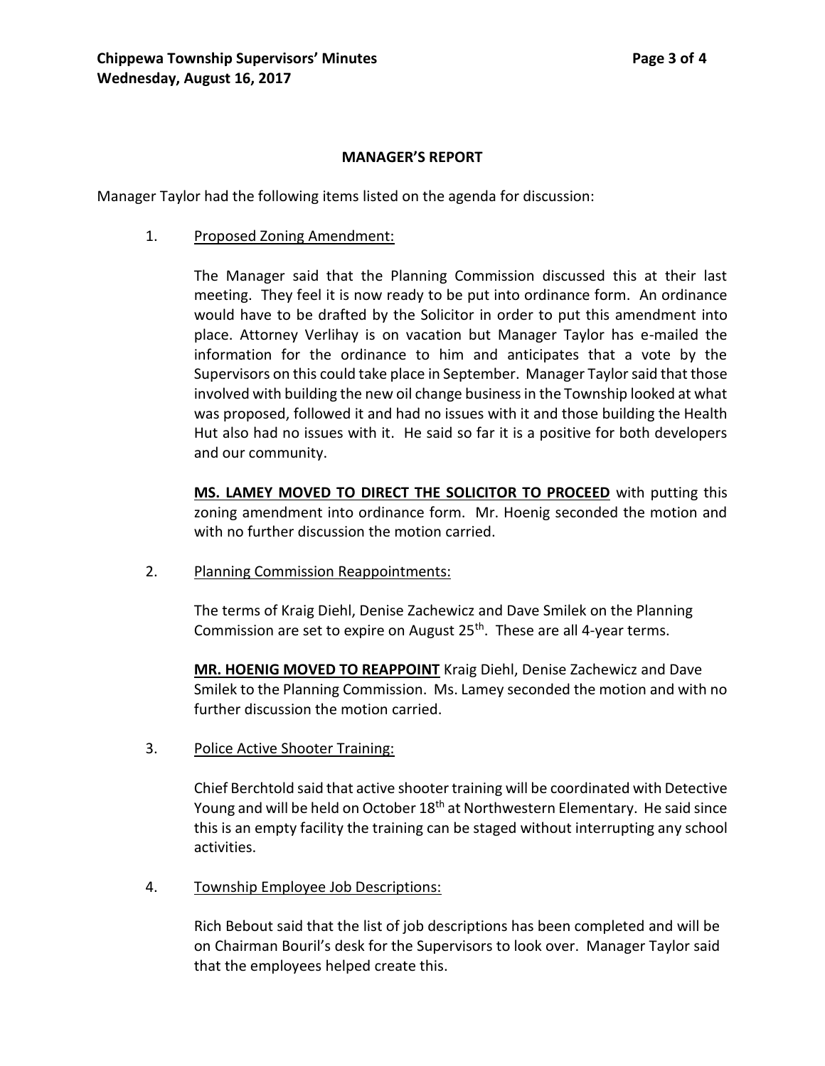## MANAGER'S REPORT

Manager Taylor had the following items listed on the agenda for discussion:

1. Proposed Zoning Amendment:

   The Manager said that the Planning Commission discussed this at their last meeting. They feel it is now ready to be put into ordinance form. An ordinance would have to be drafted by the Solicitor in order to put this amendment into place. Attorney Verlihay is on vacation but Manager Taylor has e-mailed the information for the ordinance to him and anticipates that a vote by the Supervisors on this could take place in September. Manager Taylor said that those involved with building the new oil change business in the Township looked at what was proposed, followed it and had no issues with it and those building the Health Hut also had no issues with it. He said so far it is a positive for both developers and our community.

   **MS. LAMEY MOVED TO DIRECT THE SOLICITOR TO PROCEED** with putting this zoning amendment into ordinance form. Mr. Hoenig seconded the motion and with no further discussion the motion carried.

2. Planning Commission Reappointments:

   The terms of Kraig Diehl, Denise Zachewicz and Dave Smilek on the Planning Commission are set to expire on August 25th. These are all 4-year terms.

   **MR. HOENIG MOVED TO REAPPOINT** Kraig Diehl, Denise Zachewicz and Dave Smilek to the Planning Commission. Ms. Lamey seconded the motion and with no further discussion the motion carried.

3. Police Active Shooter Training:

   Chief Berchtold said that active shooter training will be coordinated with Detective Young and will be held on October 18th at Northwestern Elementary. He said since this is an empty facility the training can be staged without interrupting any school activities.

4. Township Employee Job Descriptions:

   Rich Bebout said that the list of job descriptions has been completed and will be on Chairman Bouril's desk for the Supervisors to look over. Manager Taylor said that the employees helped create this.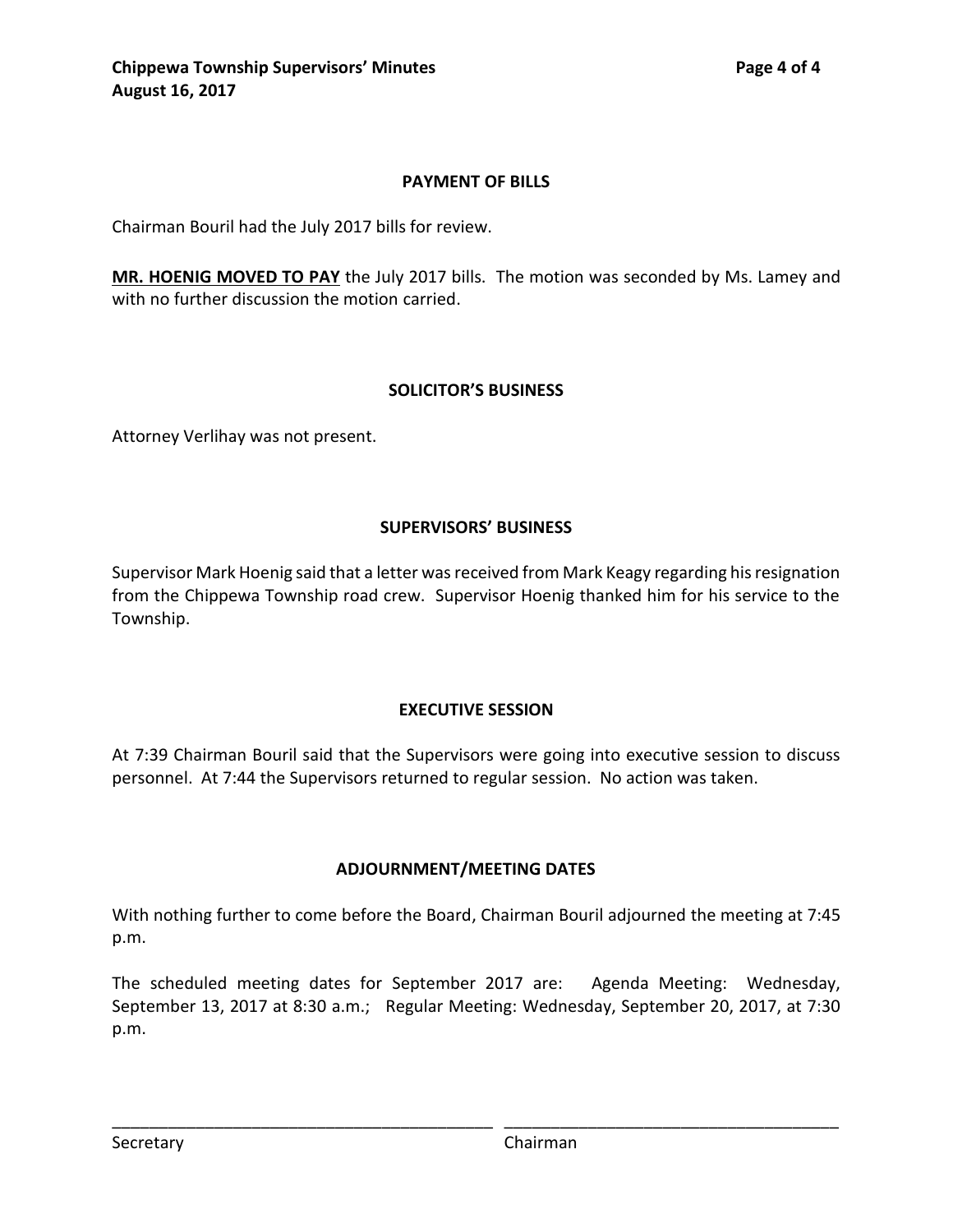## PAYMENT OF BILLS

Chairman Bouril had the July 2017 bills for review.

**MR. HOENIG MOVED TO PAY** the July 2017 bills. The motion was seconded by Ms. Lamey and with no further discussion the motion carried.

## SOLICITOR'S BUSINESS

Attorney Verlihay was not present.

## SUPERVISORS' BUSINESS

Supervisor Mark Hoenig said that a letter was received from Mark Keagy regarding his resignation from the Chippewa Township road crew. Supervisor Hoenig thanked him for his service to the Township.

## EXECUTIVE SESSION

At 7:39 Chairman Bouril said that the Supervisors were going into executive session to discuss personnel. At 7:44 the Supervisors returned to regular session. No action was taken.

## ADJOURNMENT/MEETING DATES

With nothing further to come before the Board, Chairman Bouril adjourned the meeting at 7:45 p.m.

The scheduled meeting dates for September 2017 are: Agenda Meeting: Wednesday, September 13, 2017 at 8:30 a.m.; Regular Meeting: Wednesday, September 20, 2017, at 7:30 p.m.

_______________________________ _______________________________

Secretary Chairman